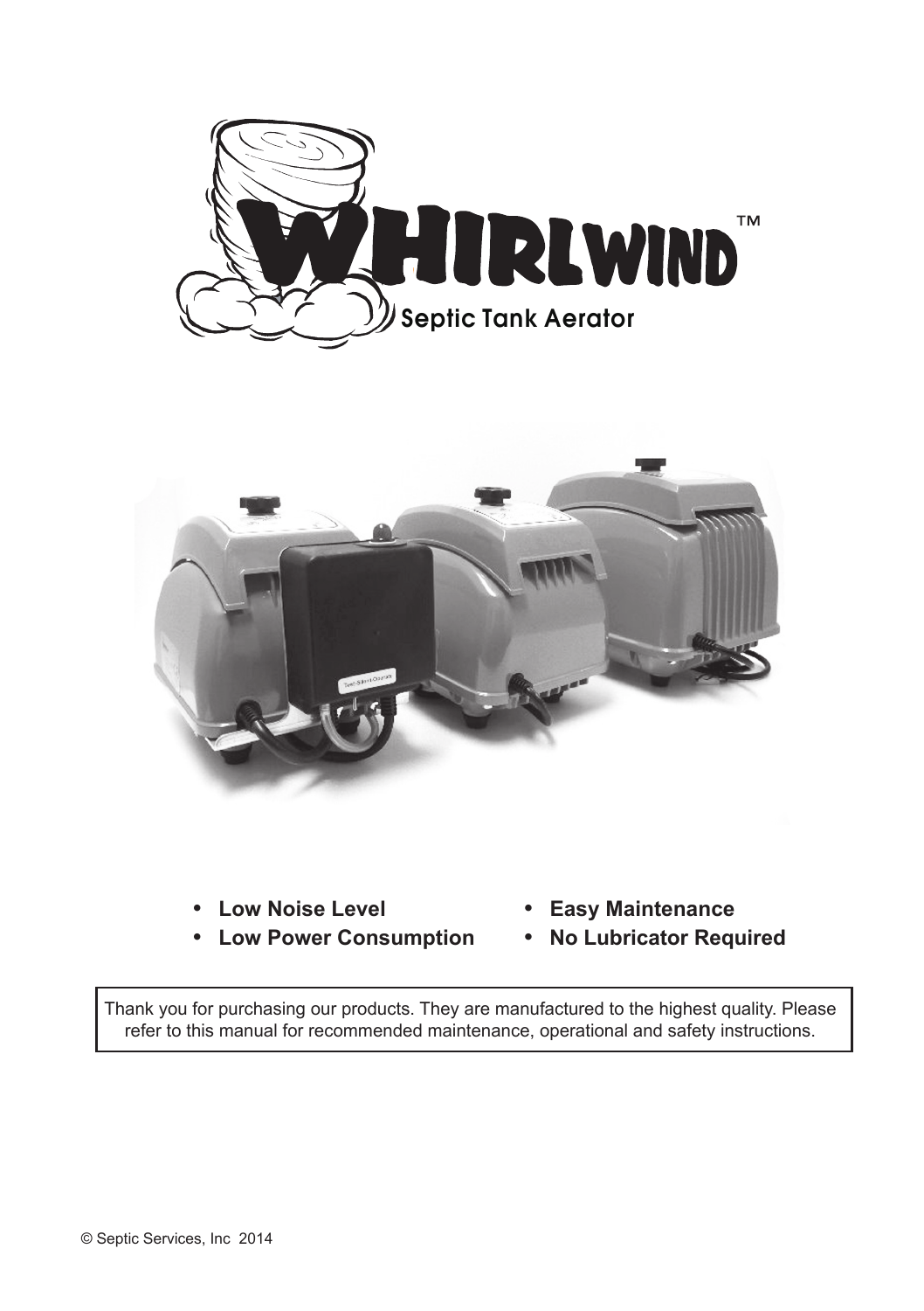# WHIRLWIND™

## Septic Tank Aerator

- **Low Noise Level**
- **Low Power Consumption**
- **Easy Maintenance**
- **No Lubricator Required**

Thank you for purchasing our products. They are manufactured to the highest quality. Please refer to this manual for recommended maintenance, operational and safety instructions.

© Septic Services, Inc 2014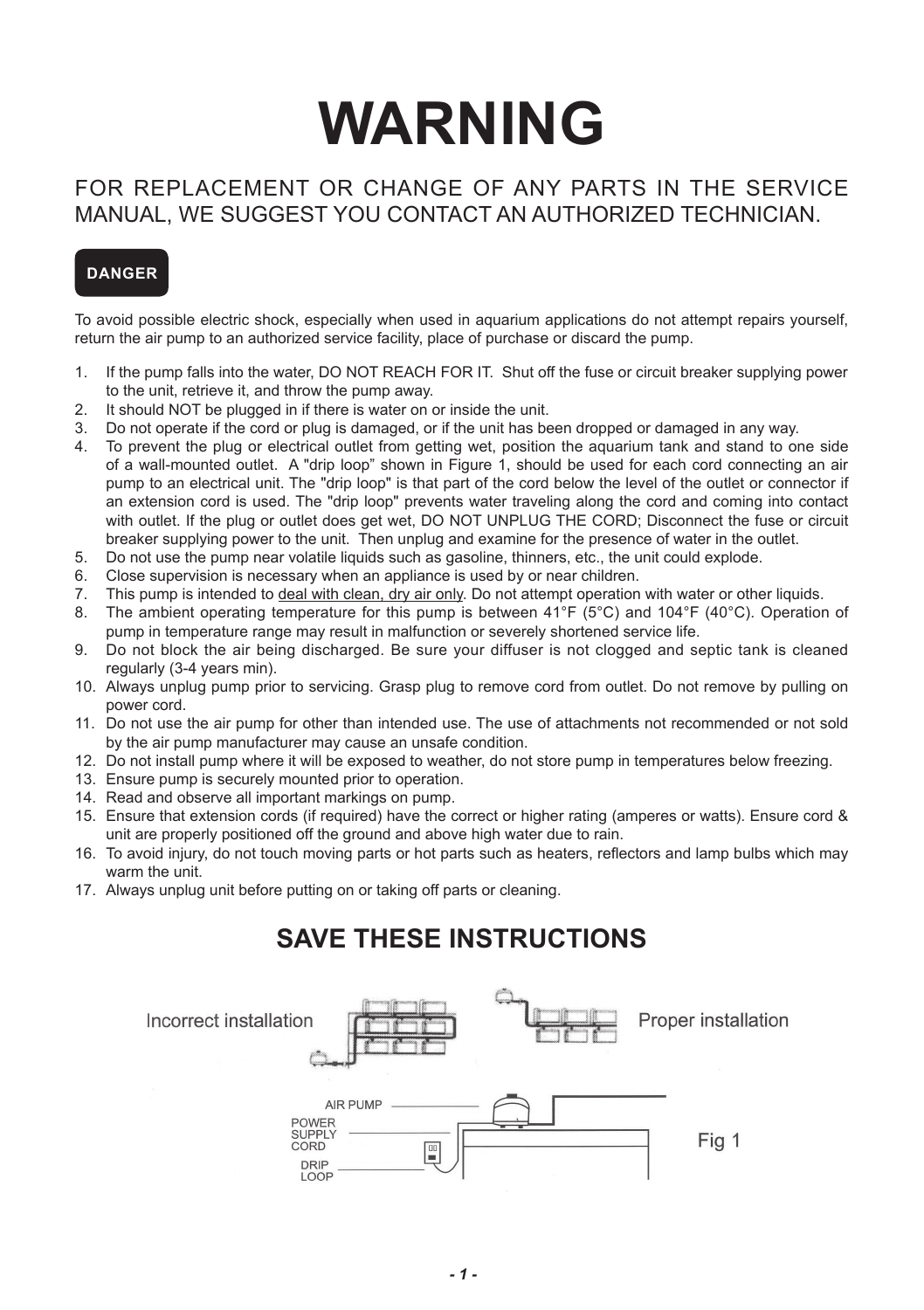# WARNING

FOR REPLACEMENT OR CHANGE OF ANY PARTS IN THE SERVICE MANUAL, WE SUGGEST YOU CONTACT AN AUTHORIZED TECHNICIAN.

**DANGER**

To avoid possible electric shock, especially when used in aquarium applications do not attempt repairs yourself, return the air pump to an authorized service facility, place of purchase or discard the pump.

1. If the pump falls into the water, DO NOT REACH FOR IT. Shut off the fuse or circuit breaker supplying power to the unit, retrieve it, and throw the pump away.
2. It should NOT be plugged in if there is water on or inside the unit.
3. Do not operate if the cord or plug is damaged, or if the unit has been dropped or damaged in any way.
4. To prevent the plug or electrical outlet from getting wet, position the aquarium tank and stand to one side of a wall-mounted outlet. A "drip loop" shown in Figure 1, should be used for each cord connecting an air pump to an electrical unit. The "drip loop" is that part of the cord below the level of the outlet or connector if an extension cord is used. The "drip loop" prevents water traveling along the cord and coming into contact with outlet. If the plug or outlet does get wet, DO NOT UNPLUG THE CORD; Disconnect the fuse or circuit breaker supplying power to the unit. Then unplug and examine for the presence of water in the outlet.
5. Do not use the pump near volatile liquids such as gasoline, thinners, etc., the unit could explode.
6. Close supervision is necessary when an appliance is used by or near children.
7. This pump is intended to deal with clean, dry air only. Do not attempt operation with water or other liquids.
8. The ambient operating temperature for this pump is between 41°F (5°C) and 104°F (40°C). Operation of pump in temperature range may result in malfunction or severely shortened service life.
9. Do not block the air being discharged. Be sure your diffuser is not clogged and septic tank is cleaned regularly (3-4 years min).
10. Always unplug pump prior to servicing. Grasp plug to remove cord from outlet. Do not remove by pulling on power cord.
11. Do not use the air pump for other than intended use. The use of attachments not recommended or not sold by the air pump manufacturer may cause an unsafe condition.
12. Do not install pump where it will be exposed to weather, do not store pump in temperatures below freezing.
13. Ensure pump is securely mounted prior to operation.
14. Read and observe all important markings on pump.
15. Ensure that extension cords (if required) have the correct or higher rating (amperes or watts). Ensure cord & unit are properly positioned off the ground and above high water due to rain.
16. To avoid injury, do not touch moving parts or hot parts such as heaters, reflectors and lamp bulbs which may warm the unit.
17. Always unplug unit before putting on or taking off parts or cleaning.

## SAVE THESE INSTRUCTIONS

Incorrect installation

Proper installation

AIR PUMP

POWER SUPPLY CORD

DRIP LOOP

Fig 1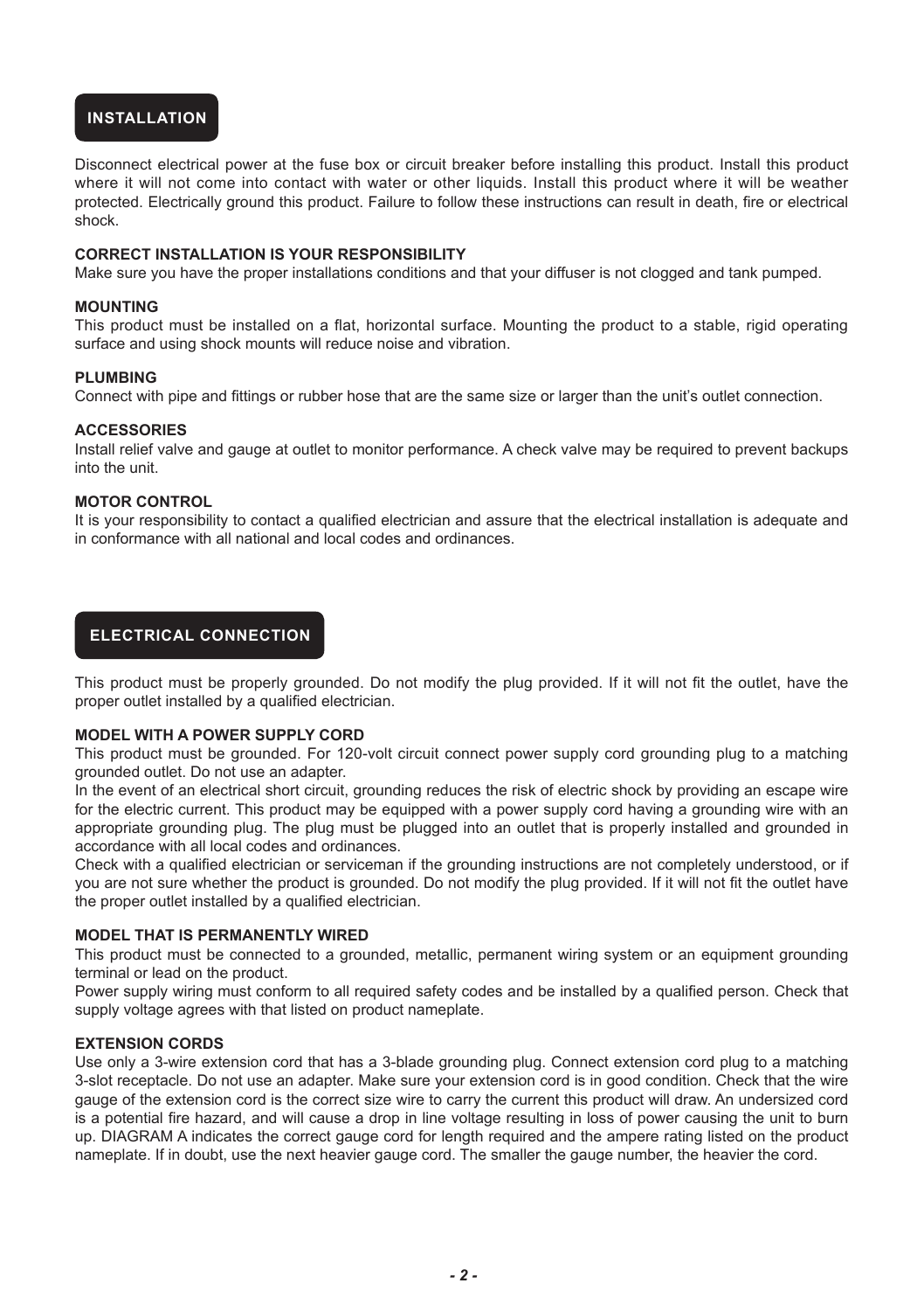## INSTALLATION

Disconnect electrical power at the fuse box or circuit breaker before installing this product. Install this product where it will not come into contact with water or other liquids. Install this product where it will be weather protected. Electrically ground this product. Failure to follow these instructions can result in death, fire or electrical shock.

**CORRECT INSTALLATION IS YOUR RESPONSIBILITY**

Make sure you have the proper installations conditions and that your diffuser is not clogged and tank pumped.

**MOUNTING**

This product must be installed on a flat, horizontal surface. Mounting the product to a stable, rigid operating surface and using shock mounts will reduce noise and vibration.

**PLUMBING**

Connect with pipe and fittings or rubber hose that are the same size or larger than the unit's outlet connection.

**ACCESSORIES**

Install relief valve and gauge at outlet to monitor performance. A check valve may be required to prevent backups into the unit.

**MOTOR CONTROL**

It is your responsibility to contact a qualified electrician and assure that the electrical installation is adequate and in conformance with all national and local codes and ordinances.

## ELECTRICAL CONNECTION

This product must be properly grounded. Do not modify the plug provided. If it will not fit the outlet, have the proper outlet installed by a qualified electrician.

**MODEL WITH A POWER SUPPLY CORD**

This product must be grounded. For 120-volt circuit connect power supply cord grounding plug to a matching grounded outlet. Do not use an adapter.

In the event of an electrical short circuit, grounding reduces the risk of electric shock by providing an escape wire for the electric current. This product may be equipped with a power supply cord having a grounding wire with an appropriate grounding plug. The plug must be plugged into an outlet that is properly installed and grounded in accordance with all local codes and ordinances.

Check with a qualified electrician or serviceman if the grounding instructions are not completely understood, or if you are not sure whether the product is grounded. Do not modify the plug provided. If it will not fit the outlet have the proper outlet installed by a qualified electrician.

**MODEL THAT IS PERMANENTLY WIRED**

This product must be connected to a grounded, metallic, permanent wiring system or an equipment grounding terminal or lead on the product.

Power supply wiring must conform to all required safety codes and be installed by a qualified person. Check that supply voltage agrees with that listed on product nameplate.

**EXTENSION CORDS**

Use only a 3-wire extension cord that has a 3-blade grounding plug. Connect extension cord plug to a matching 3-slot receptacle. Do not use an adapter. Make sure your extension cord is in good condition. Check that the wire gauge of the extension cord is the correct size wire to carry the current this product will draw. An undersized cord is a potential fire hazard, and will cause a drop in line voltage resulting in loss of power causing the unit to burn up. DIAGRAM A indicates the correct gauge cord for length required and the ampere rating listed on the product nameplate. If in doubt, use the next heavier gauge cord. The smaller the gauge number, the heavier the cord.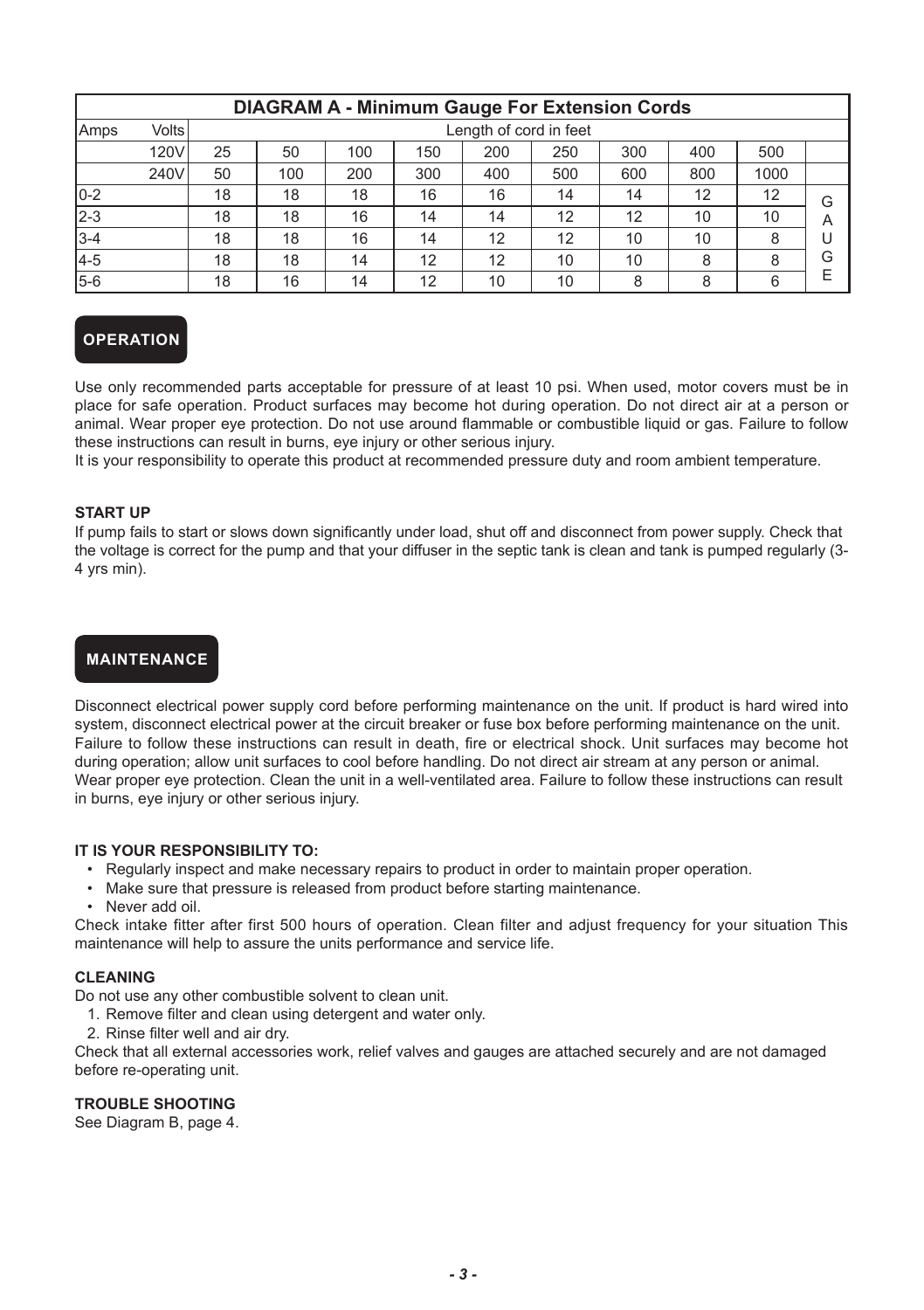| DIAGRAM A - Minimum Gauge For Extension Cords | | | | | | | | | | | |
|---|---|---|---|---|---|---|---|---|---|---|---|
| Amps | Volts | Length of cord in feet | | | | | | | | | |
| | 120V | 25 | 50 | 100 | 150 | 200 | 250 | 300 | 400 | 500 | |
| | 240V | 50 | 100 | 200 | 300 | 400 | 500 | 600 | 800 | 1000 | |
| 0-2 | | 18 | 18 | 18 | 16 | 16 | 14 | 14 | 12 | 12 | GAUGE |
| 2-3 | | 18 | 18 | 16 | 14 | 14 | 12 | 12 | 10 | 10 | |
| 3-4 | | 18 | 18 | 16 | 14 | 12 | 12 | 10 | 10 | 8 | |
| 4-5 | | 18 | 18 | 14 | 12 | 12 | 10 | 10 | 8 | 8 | |
| 5-6 | | 18 | 16 | 14 | 12 | 10 | 10 | 8 | 8 | 6 | |

## OPERATION

Use only recommended parts acceptable for pressure of at least 10 psi. When used, motor covers must be in place for safe operation. Product surfaces may become hot during operation. Do not direct air at a person or animal. Wear proper eye protection. Do not use around flammable or combustible liquid or gas. Failure to follow these instructions can result in burns, eye injury or other serious injury.

It is your responsibility to operate this product at recommended pressure duty and room ambient temperature.

### START UP

If pump fails to start or slows down significantly under load, shut off and disconnect from power supply. Check that the voltage is correct for the pump and that your diffuser in the septic tank is clean and tank is pumped regularly (3-4 yrs min).

## MAINTENANCE

Disconnect electrical power supply cord before performing maintenance on the unit. If product is hard wired into system, disconnect electrical power at the circuit breaker or fuse box before performing maintenance on the unit. Failure to follow these instructions can result in death, fire or electrical shock. Unit surfaces may become hot during operation; allow unit surfaces to cool before handling. Do not direct air stream at any person or animal. Wear proper eye protection. Clean the unit in a well-ventilated area. Failure to follow these instructions can result in burns, eye injury or other serious injury.

### IT IS YOUR RESPONSIBILITY TO:

- Regularly inspect and make necessary repairs to product in order to maintain proper operation.
- Make sure that pressure is released from product before starting maintenance.
- Never add oil.

Check intake fitter after first 500 hours of operation. Clean filter and adjust frequency for your situation This maintenance will help to assure the units performance and service life.

### CLEANING

Do not use any other combustible solvent to clean unit.

1. Remove filter and clean using detergent and water only.
2. Rinse filter well and air dry.

Check that all external accessories work, relief valves and gauges are attached securely and are not damaged before re-operating unit.

### TROUBLE SHOOTING

See Diagram B, page 4.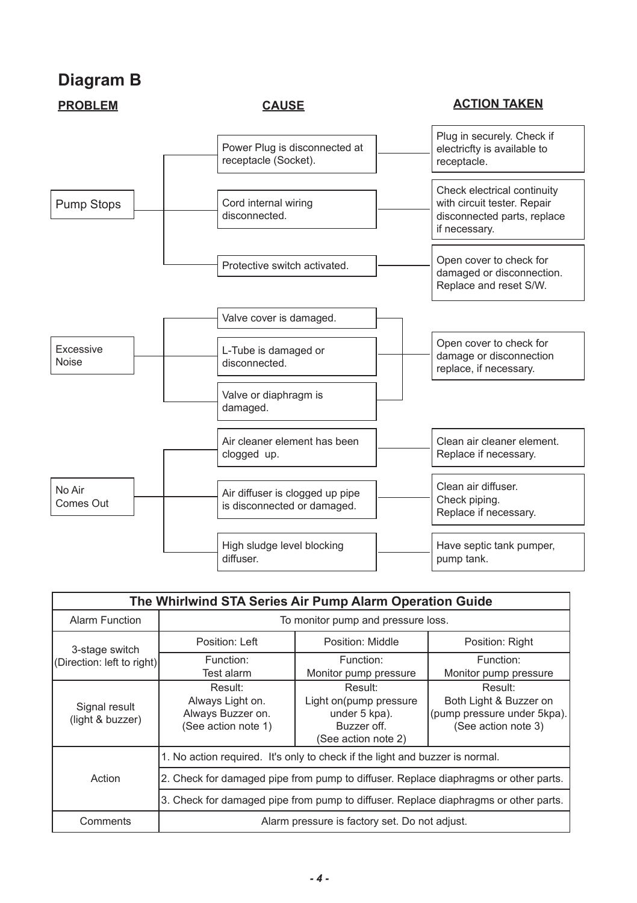## Diagram B

| PROBLEM | CAUSE | ACTION TAKEN |
|---|---|---|
| Pump Stops | Power Plug is disconnected at receptacle (Socket). | Plug in securely. Check if electricfty is available to receptacle. |
| | Cord internal wiring disconnected. | Check electrical continuity with circuit tester. Repair disconnected parts, replace if necessary. |
| | Protective switch activated. | Open cover to check for damaged or disconnection. Replace and reset S/W. |
| Excessive Noise | Valve cover is damaged. | Open cover to check for damage or disconnection replace, if necessary. |
| | L-Tube is damaged or disconnected. | |
| | Valve or diaphragm is damaged. | |
| No Air Comes Out | Air cleaner element has been clogged up. | Clean air cleaner element. Replace if necessary. |
| | Air diffuser is clogged up pipe is disconnected or damaged. | Clean air diffuser. Check piping. Replace if necessary. |
| | High sludge level blocking diffuser. | Have septic tank pumper, pump tank. |

| The Whirlwind STA Series Air Pump Alarm Operation Guide | | | |
|---|---|---|---|
| Alarm Function | To monitor pump and pressure loss. | | |
| 3-stage switch (Direction: left to right) | Position: Left | Position: Middle | Position: Right |
| | Function: Test alarm | Function: Monitor pump pressure | Function: Monitor pump pressure |
| Signal result (light & buzzer) | Result: Always Light on. Always Buzzer on. (See action note 1) | Result: Light on(pump pressure under 5 kpa). Buzzer off. (See action note 2) | Result: Both Light & Buzzer on (pump pressure under 5kpa). (See action note 3) |
| Action | 1. No action required. It's only to check if the light and buzzer is normal. | | |
| | 2. Check for damaged pipe from pump to diffuser. Replace diaphragms or other parts. | | |
| | 3. Check for damaged pipe from pump to diffuser. Replace diaphragms or other parts. | | |
| Comments | Alarm pressure is factory set. Do not adjust. | | |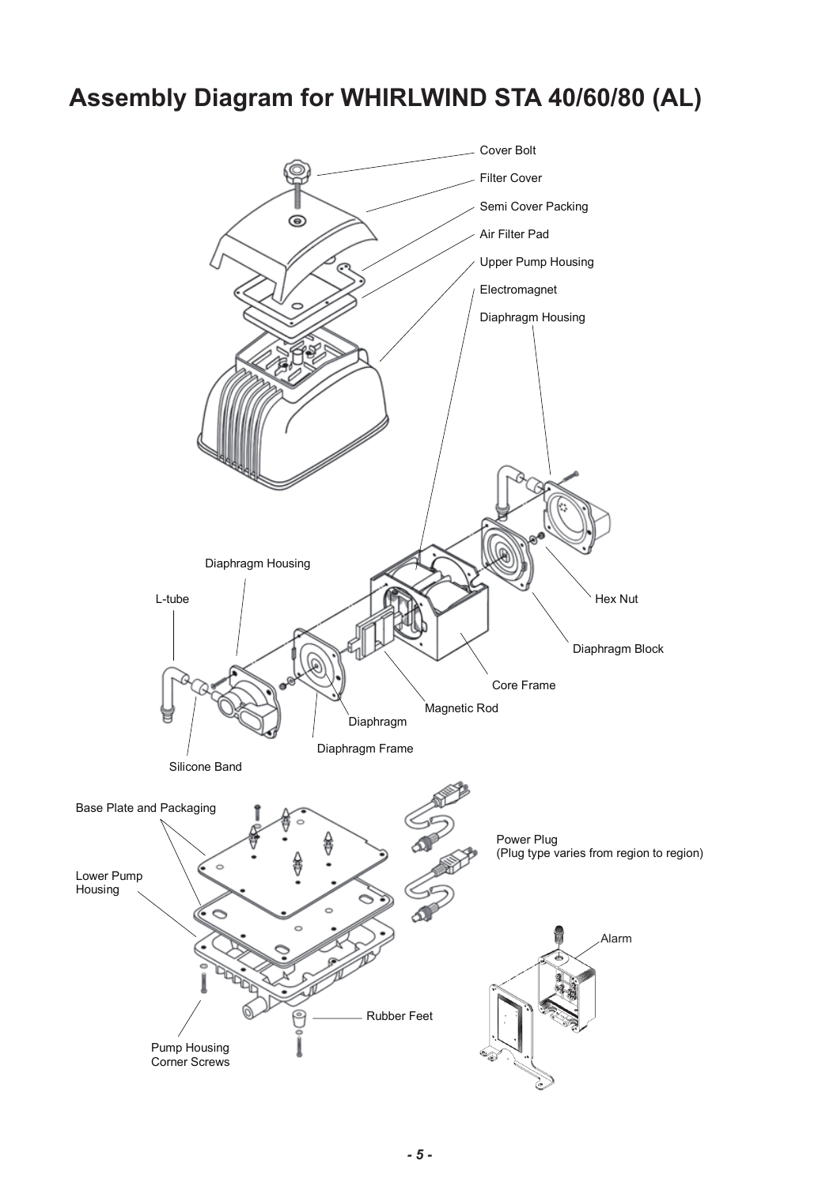# Assembly Diagram for WHIRLWIND STA 40/60/80 (AL)

Cover Bolt

Filter Cover

Semi Cover Packing

Air Filter Pad

Upper Pump Housing

Electromagnet

Diaphragm Housing

Diaphragm Housing

L-tube

Hex Nut

Diaphragm Block

Core Frame

Magnetic Rod

Diaphragm

Diaphragm Frame

Silicone Band

Base Plate and Packaging

Power Plug
(Plug type varies from region to region)

Lower Pump Housing

Alarm

Rubber Feet

Pump Housing Corner Screws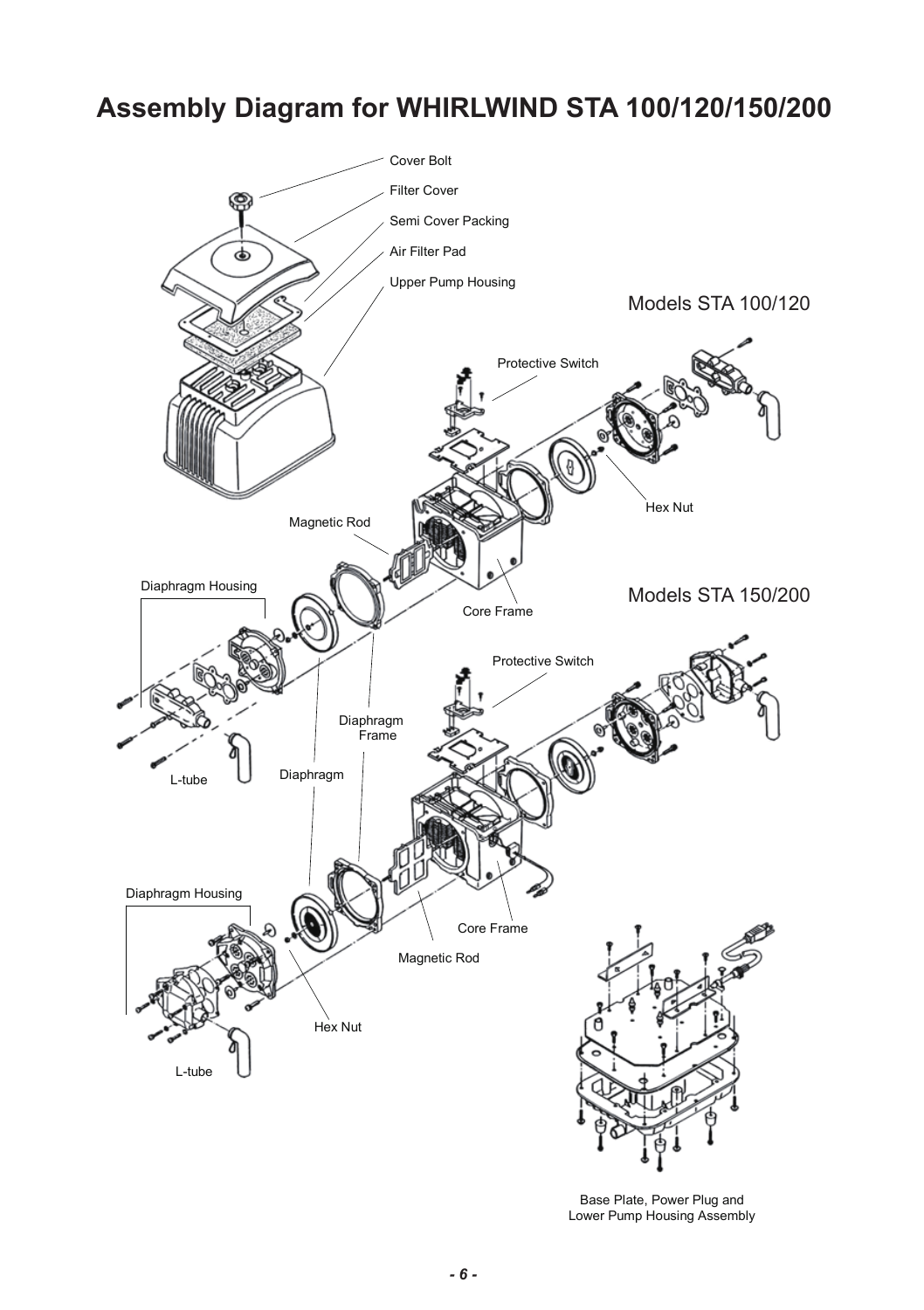# Assembly Diagram for WHIRLWIND STA 100/120/150/200

Cover Bolt

Filter Cover

Semi Cover Packing

Air Filter Pad

Upper Pump Housing

Models STA 100/120

Protective Switch

Hex Nut

Magnetic Rod

Diaphragm Housing

Core Frame

Models STA 150/200

Protective Switch

Diaphragm Frame

L-tube

Diaphragm

Diaphragm Housing

Core Frame

Magnetic Rod

Hex Nut

L-tube

Base Plate, Power Plug and Lower Pump Housing Assembly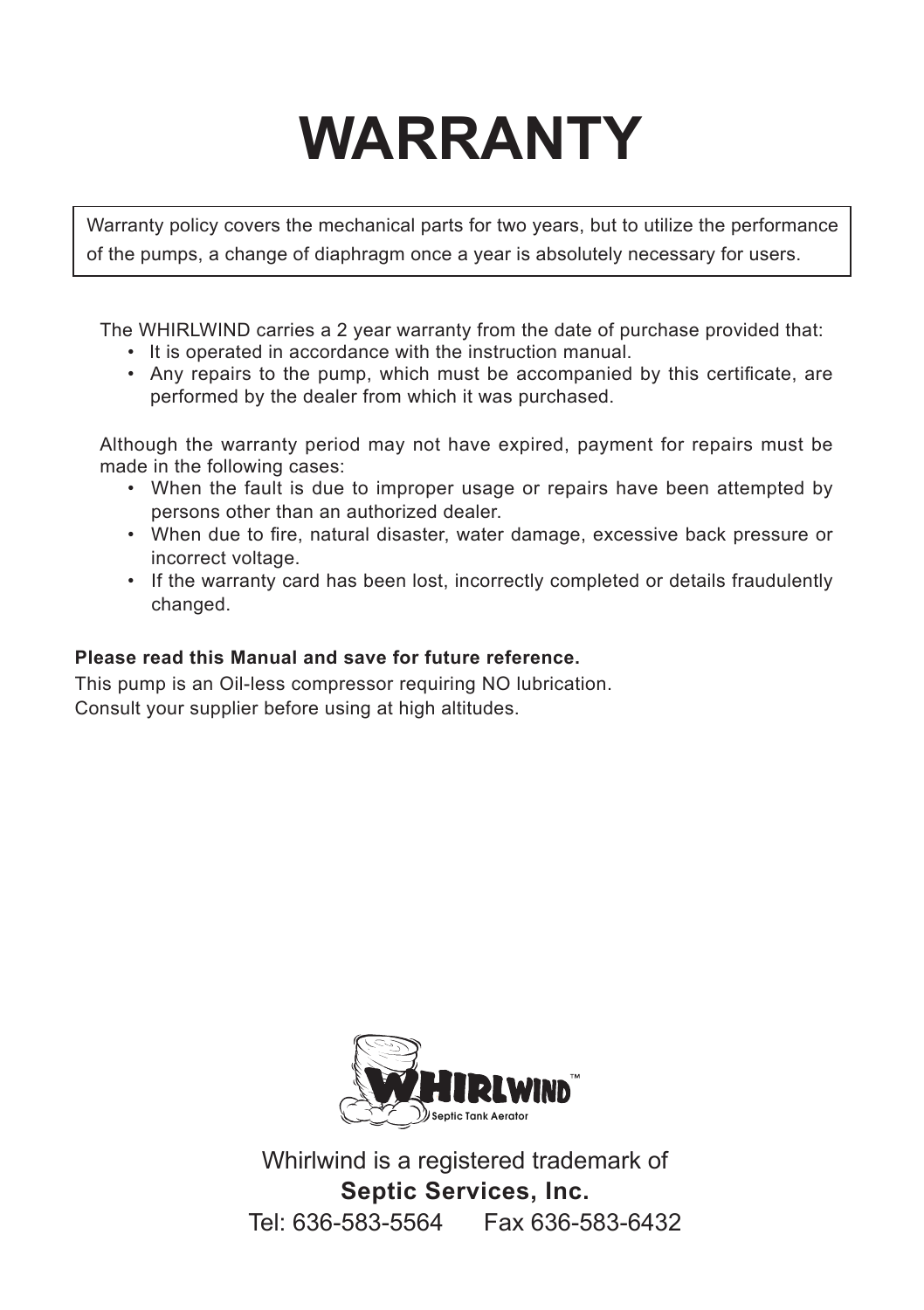# WARRANTY

Warranty policy covers the mechanical parts for two years, but to utilize the performance of the pumps, a change of diaphragm once a year is absolutely necessary for users.

The WHIRLWIND carries a 2 year warranty from the date of purchase provided that:

- It is operated in accordance with the instruction manual.
- Any repairs to the pump, which must be accompanied by this certificate, are performed by the dealer from which it was purchased.

Although the warranty period may not have expired, payment for repairs must be made in the following cases:

- When the fault is due to improper usage or repairs have been attempted by persons other than an authorized dealer.
- When due to fire, natural disaster, water damage, excessive back pressure or incorrect voltage.
- If the warranty card has been lost, incorrectly completed or details fraudulently changed.

**Please read this Manual and save for future reference.**

This pump is an Oil-less compressor requiring NO lubrication.

Consult your supplier before using at high altitudes.

WHIRLWIND™ Septic Tank Aerator

Whirlwind is a registered trademark of

**Septic Services, Inc.**

Tel: 636-583-5564 Fax 636-583-6432